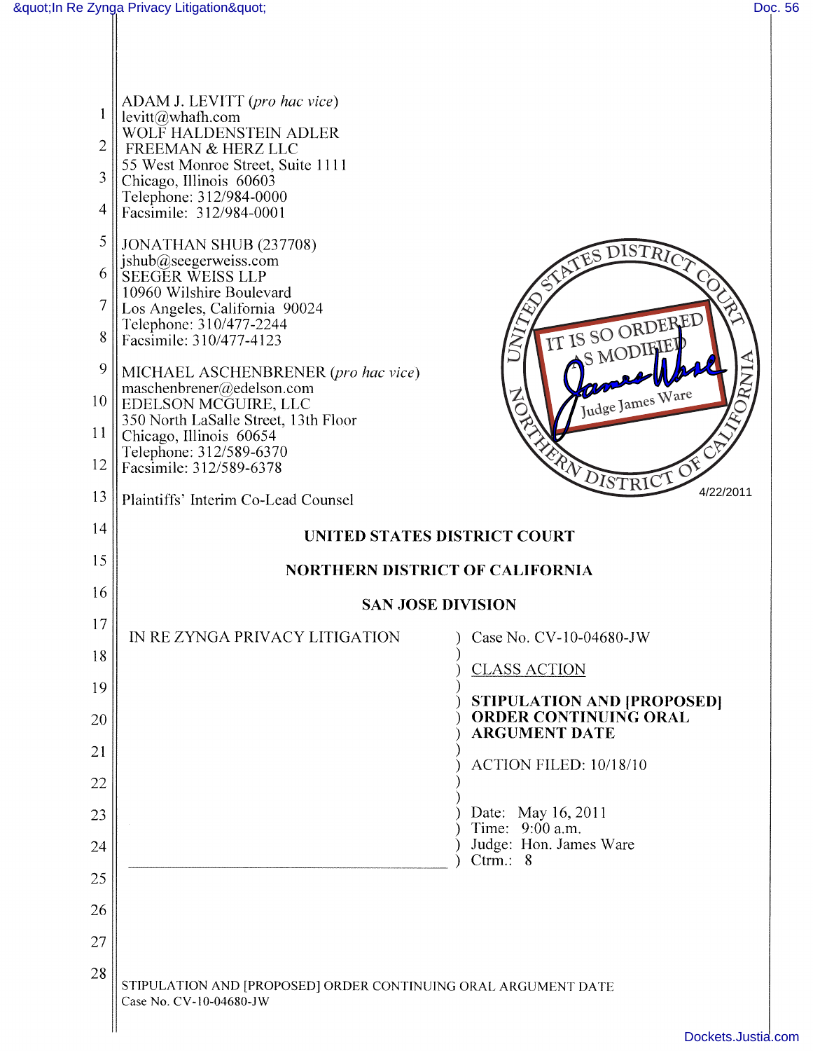ADAM J. LEVITT (*pro hac vice*)
levitt@whafh.com
WOLF HALDENSTEIN ADLER
FREEMAN & HERZ LLC
55 West Monroe Street, Suite 1111
Chicago, Illinois 60603
Telephone: 312/984-0000
Facsimile: 312/984-0001

JONATHAN SHUB (237708)
jshub@seegerweiss.com
SEEGER WEISS LLP
10960 Wilshire Boulevard
Los Angeles, California 90024
Telephone: 310/477-2244
Facsimile: 310/477-4123

MICHAEL ASCHENBRENER (*pro hac vice*)
maschenbrener@edelson.com
EDELSON MCGUIRE, LLC
350 North LaSalle Street, 13th Floor
Chicago, Illinois 60654
Telephone: 312/589-6370
Facsimile: 312/589-6378

Plaintiffs' Interim Co-Lead Counsel

IT IS SO ORDERED AS MODIFIED
Judge James Ware
4/22/2011

**UNITED STATES DISTRICT COURT**

**NORTHERN DISTRICT OF CALIFORNIA**

**SAN JOSE DIVISION**

IN RE ZYNGA PRIVACY LITIGATION

Case No. CV-10-04680-JW

CLASS ACTION

**STIPULATION AND [PROPOSED] ORDER CONTINUING ORAL ARGUMENT DATE**

ACTION FILED: 10/18/10

Date: May 16, 2011
Time: 9:00 a.m.
Judge: Hon. James Ware
Ctrm.: 8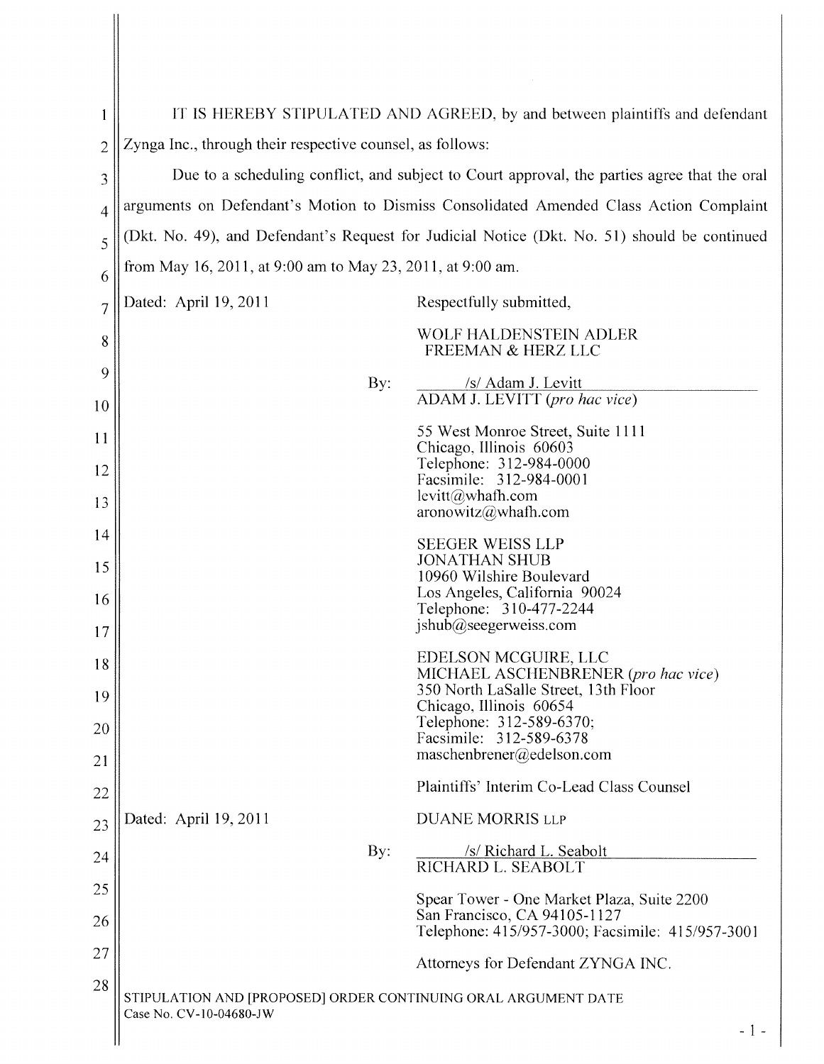IT IS HEREBY STIPULATED AND AGREED, by and between plaintiffs and defendant Zynga Inc., through their respective counsel, as follows:

Due to a scheduling conflict, and subject to Court approval, the parties agree that the oral arguments on Defendant's Motion to Dismiss Consolidated Amended Class Action Complaint (Dkt. No. 49), and Defendant's Request for Judicial Notice (Dkt. No. 51) should be continued from May 16, 2011, at 9:00 am to May 23, 2011, at 9:00 am.

Dated: April 19, 2011

Respectfully submitted,

WOLF HALDENSTEIN ADLER FREEMAN & HERZ LLC

By: /s/ Adam J. Levitt
ADAM J. LEVITT (*pro hac vice*)

55 West Monroe Street, Suite 1111
Chicago, Illinois 60603
Telephone: 312-984-0000
Facsimile: 312-984-0001
levitt@whafh.com
aronowitz@whafh.com

SEEGER WEISS LLP
JONATHAN SHUB
10960 Wilshire Boulevard
Los Angeles, California 90024
Telephone: 310-477-2244
jshub@seegerweiss.com

EDELSON MCGUIRE, LLC
MICHAEL ASCHENBRENER (*pro hac vice*)
350 North LaSalle Street, 13th Floor
Chicago, Illinois 60654
Telephone: 312-589-6370;
Facsimile: 312-589-6378
maschenbrener@edelson.com

Plaintiffs' Interim Co-Lead Class Counsel

Dated: April 19, 2011

DUANE MORRIS LLP

By: /s/ Richard L. Seabolt
RICHARD L. SEABOLT

Spear Tower - One Market Plaza, Suite 2200
San Francisco, CA 94105-1127
Telephone: 415/957-3000; Facsimile: 415/957-3001

Attorneys for Defendant ZYNGA INC.

STIPULATION AND [PROPOSED] ORDER CONTINUING ORAL ARGUMENT DATE
Case No. CV-10-04680-JW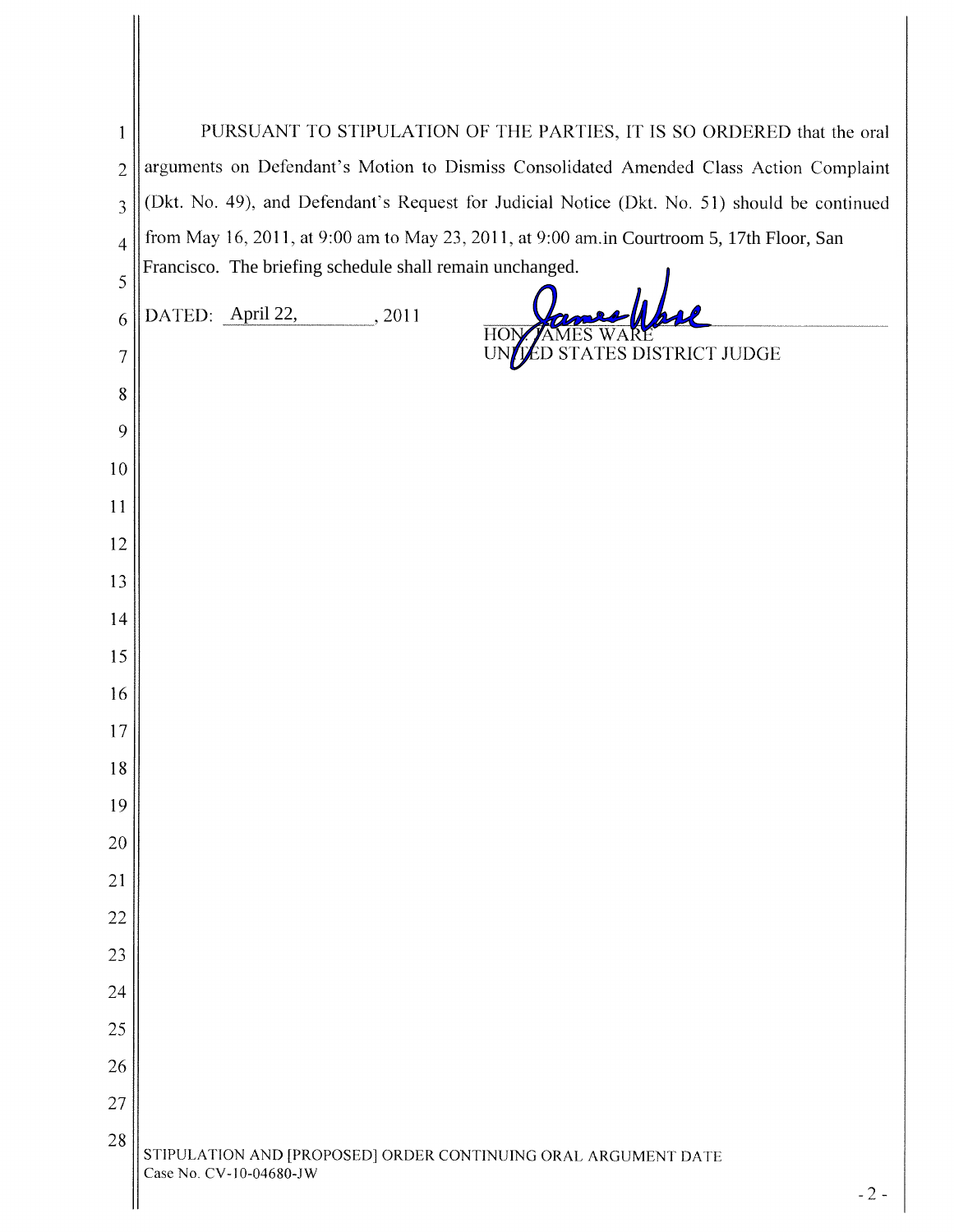PURSUANT TO STIPULATION OF THE PARTIES, IT IS SO ORDERED that the oral arguments on Defendant's Motion to Dismiss Consolidated Amended Class Action Complaint (Dkt. No. 49), and Defendant's Request for Judicial Notice (Dkt. No. 51) should be continued from May 16, 2011, at 9:00 am to May 23, 2011, at 9:00 am.in Courtroom 5, 17th Floor, San Francisco. The briefing schedule shall remain unchanged.

DATED: April 22, , 2011

HON. JAMES WARE
UNITED STATES DISTRICT JUDGE

STIPULATION AND [PROPOSED] ORDER CONTINUING ORAL ARGUMENT DATE
Case No. CV-10-04680-JW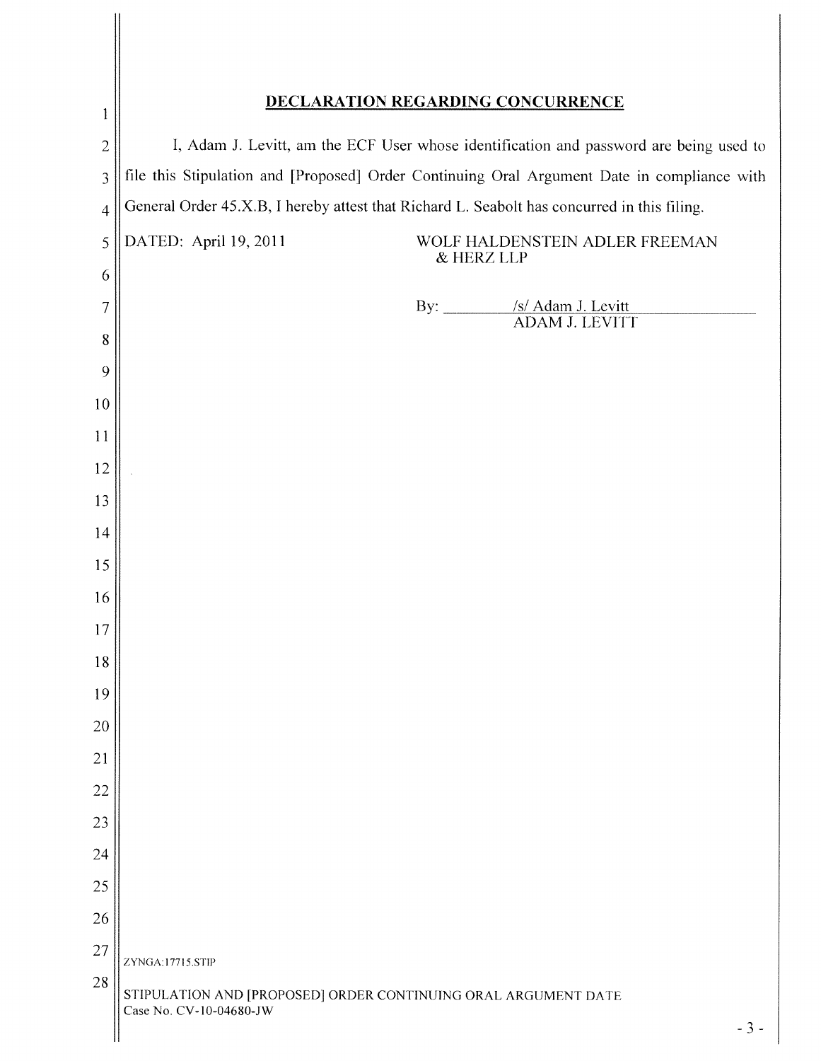## DECLARATION REGARDING CONCURRENCE

I, Adam J. Levitt, am the ECF User whose identification and password are being used to file this Stipulation and [Proposed] Order Continuing Oral Argument Date in compliance with General Order 45.X.B, I hereby attest that Richard L. Seabolt has concurred in this filing.

DATED: April 19, 2011

WOLF HALDENSTEIN ADLER FREEMAN & HERZ LLP

By: /s/ Adam J. Levitt
ADAM J. LEVITT

ZYNGA:17715.STIP

STIPULATION AND [PROPOSED] ORDER CONTINUING ORAL ARGUMENT DATE
Case No. CV-10-04680-JW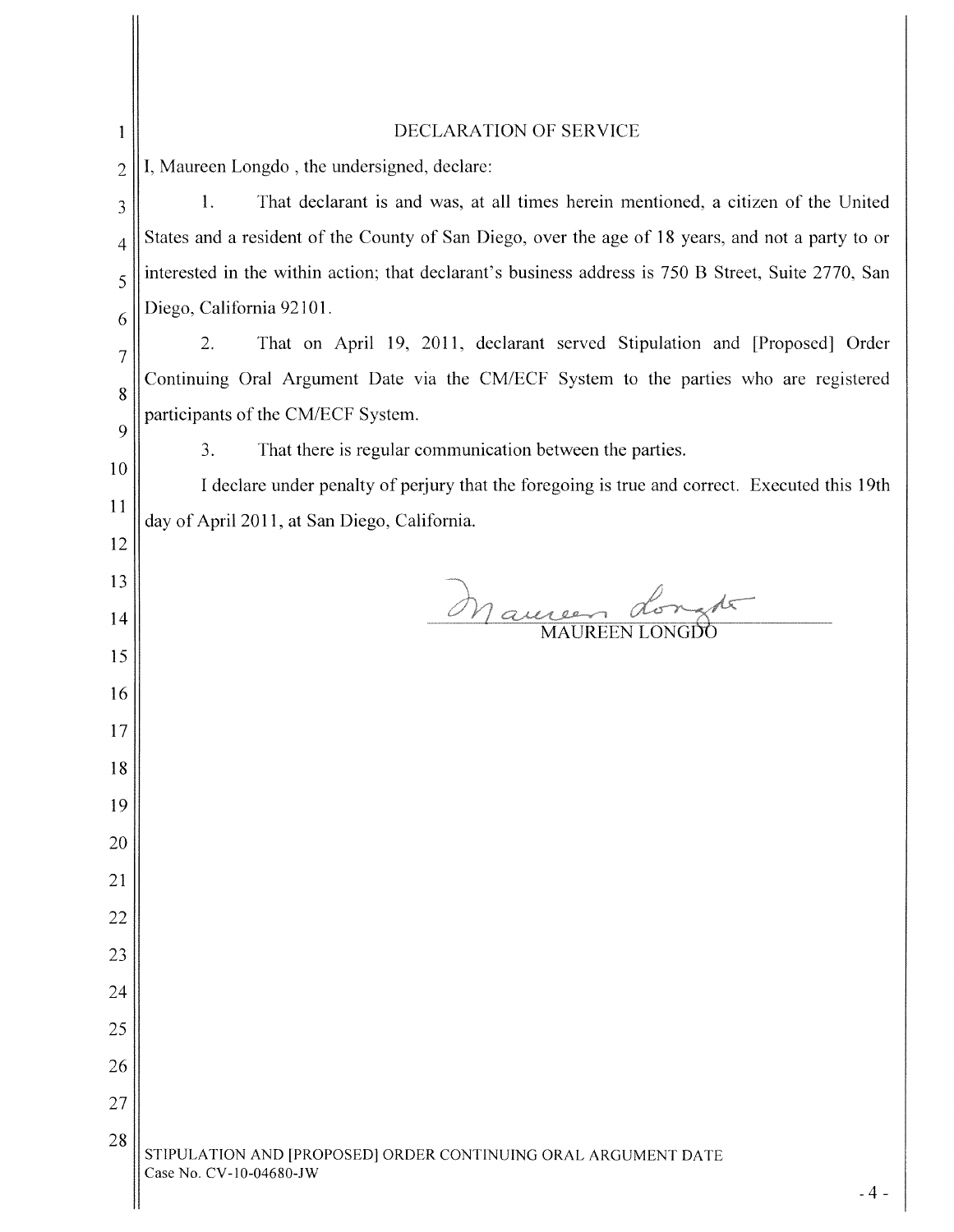# DECLARATION OF SERVICE

I, Maureen Longdo , the undersigned, declare:

1. That declarant is and was, at all times herein mentioned, a citizen of the United States and a resident of the County of San Diego, over the age of 18 years, and not a party to or interested in the within action; that declarant's business address is 750 B Street, Suite 2770, San Diego, California 92101.

2. That on April 19, 2011, declarant served Stipulation and [Proposed] Order Continuing Oral Argument Date via the CM/ECF System to the parties who are registered participants of the CM/ECF System.

3. That there is regular communication between the parties.

I declare under penalty of perjury that the foregoing is true and correct. Executed this 19th day of April 2011, at San Diego, California.

Maureen Longdo

MAUREEN LONGDO

STIPULATION AND [PROPOSED] ORDER CONTINUING ORAL ARGUMENT DATE
Case No. CV-10-04680-JW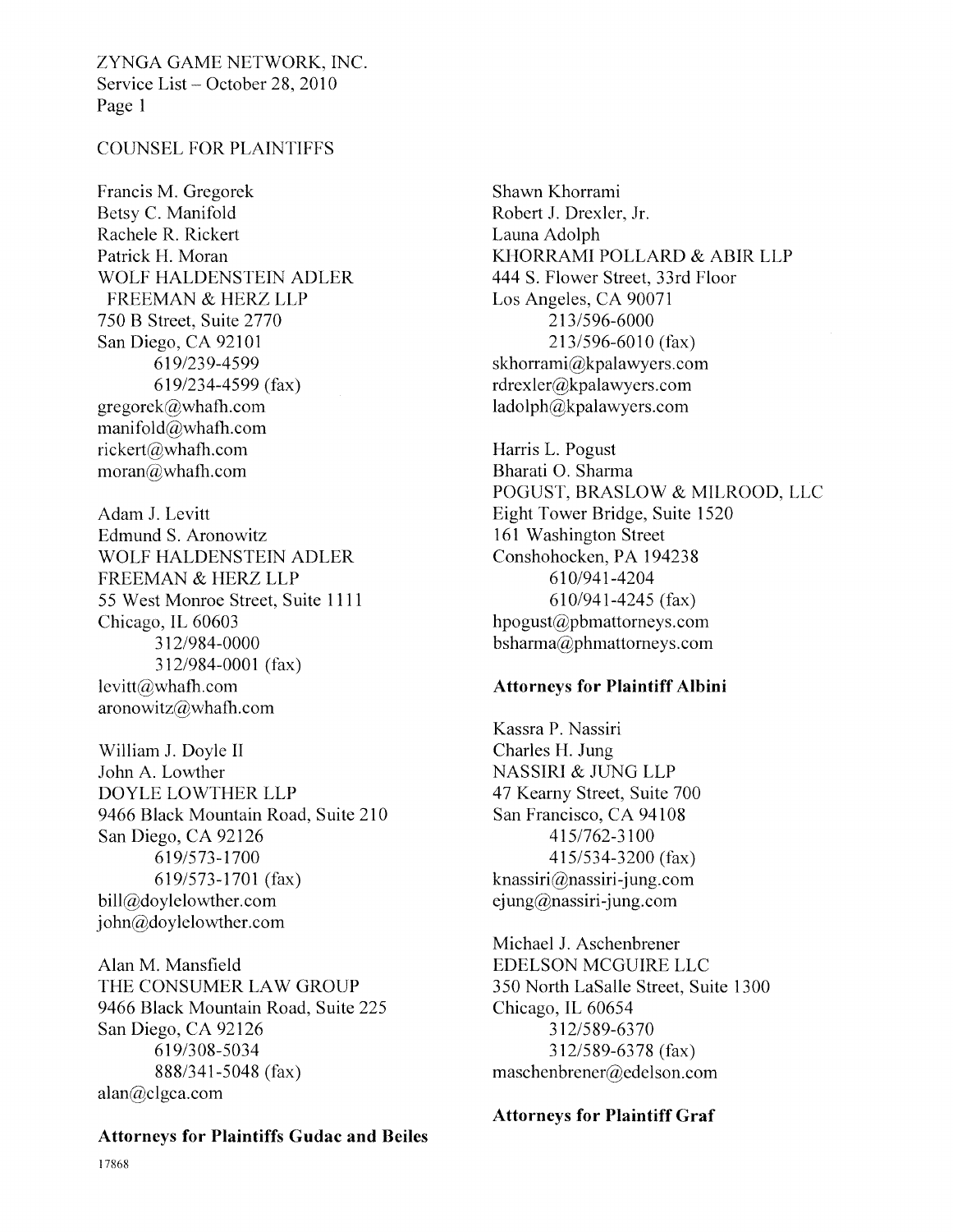ZYNGA GAME NETWORK, INC.
Service List – October 28, 2010
Page 1

COUNSEL FOR PLAINTIFFS

Francis M. Gregorek
Betsy C. Manifold
Rachele R. Rickert
Patrick H. Moran
WOLF HALDENSTEIN ADLER
FREEMAN & HERZ LLP
750 B Street, Suite 2770
San Diego, CA 92101
619/239-4599
619/234-4599 (fax)
gregorek@whafh.com
manifold@whafh.com
rickert@whafh.com
moran@whafh.com

Adam J. Levitt
Edmund S. Aronowitz
WOLF HALDENSTEIN ADLER
FREEMAN & HERZ LLP
55 West Monroe Street, Suite 1111
Chicago, IL 60603
312/984-0000
312/984-0001 (fax)
levitt@whafh.com
aronowitz@whafh.com

William J. Doyle II
John A. Lowther
DOYLE LOWTHER LLP
9466 Black Mountain Road, Suite 210
San Diego, CA 92126
619/573-1700
619/573-1701 (fax)
bill@doylelowther.com
john@doylelowther.com

Alan M. Mansfield
THE CONSUMER LAW GROUP
9466 Black Mountain Road, Suite 225
San Diego, CA 92126
619/308-5034
888/341-5048 (fax)
alan@clgca.com

**Attorneys for Plaintiffs Gudac and Beiles**

Shawn Khorrami
Robert J. Drexler, Jr.
Launa Adolph
KHORRAMI POLLARD & ABIR LLP
444 S. Flower Street, 33rd Floor
Los Angeles, CA 90071
213/596-6000
213/596-6010 (fax)
skhorrami@kpalawyers.com
rdrexler@kpalawyers.com
ladolph@kpalawyers.com

Harris L. Pogust
Bharati O. Sharma
POGUST, BRASLOW & MILROOD, LLC
Eight Tower Bridge, Suite 1520
161 Washington Street
Conshohocken, PA 194238
610/941-4204
610/941-4245 (fax)
hpogust@pbmattorneys.com
bsharma@phmattorneys.com

**Attorneys for Plaintiff Albini**

Kassra P. Nassiri
Charles H. Jung
NASSIRI & JUNG LLP
47 Kearny Street, Suite 700
San Francisco, CA 94108
415/762-3100
415/534-3200 (fax)
knassiri@nassiri-jung.com
cjung@nassiri-jung.com

Michael J. Aschenbrener
EDELSON MCGUIRE LLC
350 North LaSalle Street, Suite 1300
Chicago, IL 60654
312/589-6370
312/589-6378 (fax)
maschenbrener@edelson.com

**Attorneys for Plaintiff Graf**

17868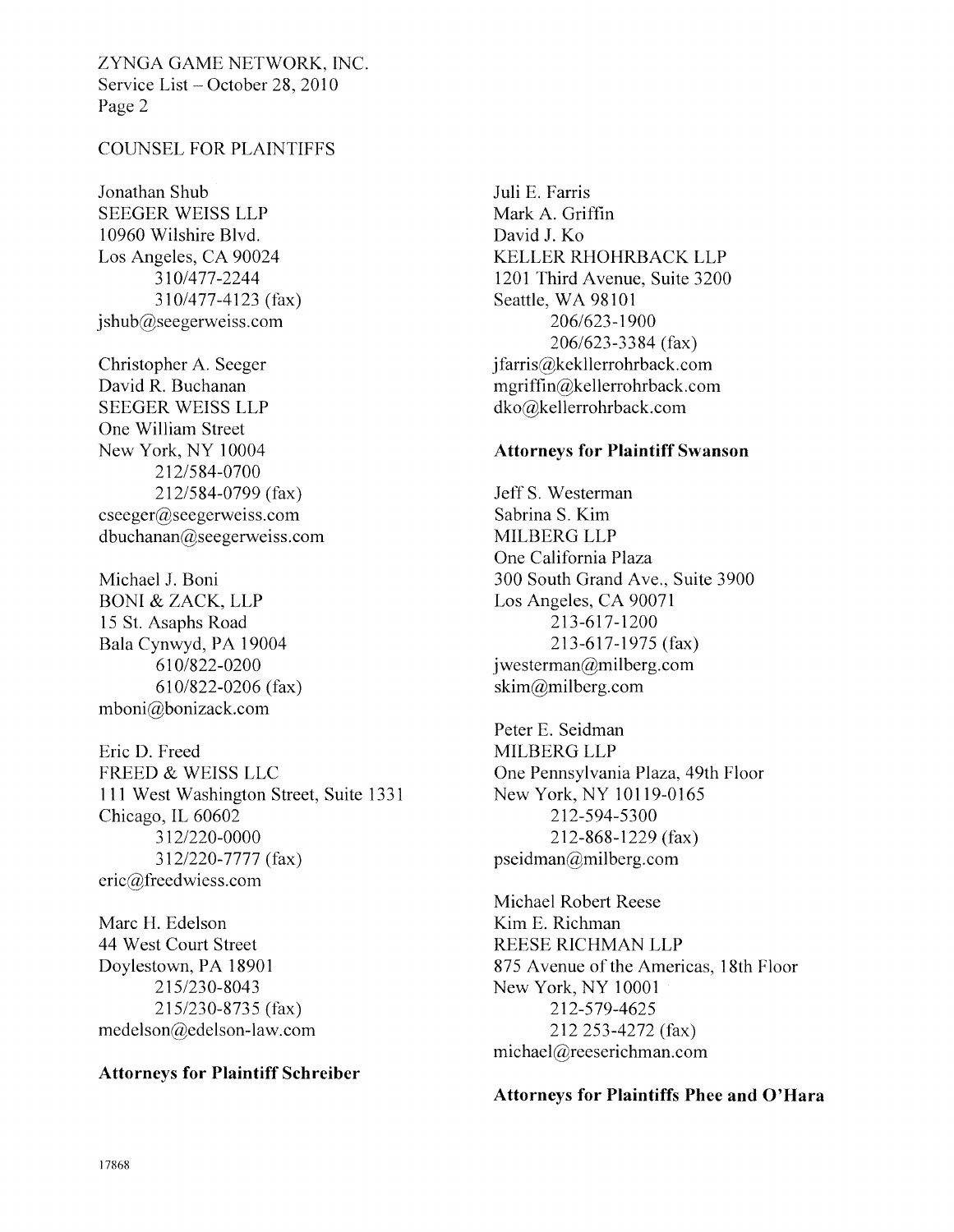ZYNGA GAME NETWORK, INC.
Service List – October 28, 2010
Page 2

COUNSEL FOR PLAINTIFFS

Jonathan Shub
SEEGER WEISS LLP
10960 Wilshire Blvd.
Los Angeles, CA 90024
310/477-2244
310/477-4123 (fax)
jshub@seegerweiss.com

Christopher A. Seeger
David R. Buchanan
SEEGER WEISS LLP
One William Street
New York, NY 10004
212/584-0700
212/584-0799 (fax)
cseeger@seegerweiss.com
dbuchanan@seegerweiss.com

Michael J. Boni
BONI & ZACK, LLP
15 St. Asaphs Road
Bala Cynwyd, PA 19004
610/822-0200
610/822-0206 (fax)
mboni@bonizack.com

Eric D. Freed
FREED & WEISS LLC
111 West Washington Street, Suite 1331
Chicago, IL 60602
312/220-0000
312/220-7777 (fax)
eric@freedwiess.com

Marc H. Edelson
44 West Court Street
Doylestown, PA 18901
215/230-8043
215/230-8735 (fax)
medelson@edelson-law.com

**Attorneys for Plaintiff Schreiber**

Juli E. Farris
Mark A. Griffin
David J. Ko
KELLER RHOHRBACK LLP
1201 Third Avenue, Suite 3200
Seattle, WA 98101
206/623-1900
206/623-3384 (fax)
jfarris@kekllerrohrback.com
mgriffin@kellerrohrback.com
dko@kellerrohrback.com

**Attorneys for Plaintiff Swanson**

Jeff S. Westerman
Sabrina S. Kim
MILBERG LLP
One California Plaza
300 South Grand Ave., Suite 3900
Los Angeles, CA 90071
213-617-1200
213-617-1975 (fax)
jwesterman@milberg.com
skim@milberg.com

Peter E. Seidman
MILBERG LLP
One Pennsylvania Plaza, 49th Floor
New York, NY 10119-0165
212-594-5300
212-868-1229 (fax)
pseidman@milberg.com

Michael Robert Reese
Kim E. Richman
REESE RICHMAN LLP
875 Avenue of the Americas, 18th Floor
New York, NY 10001
212-579-4625
212 253-4272 (fax)
michael@reeserichman.com

**Attorneys for Plaintiffs Phee and O'Hara**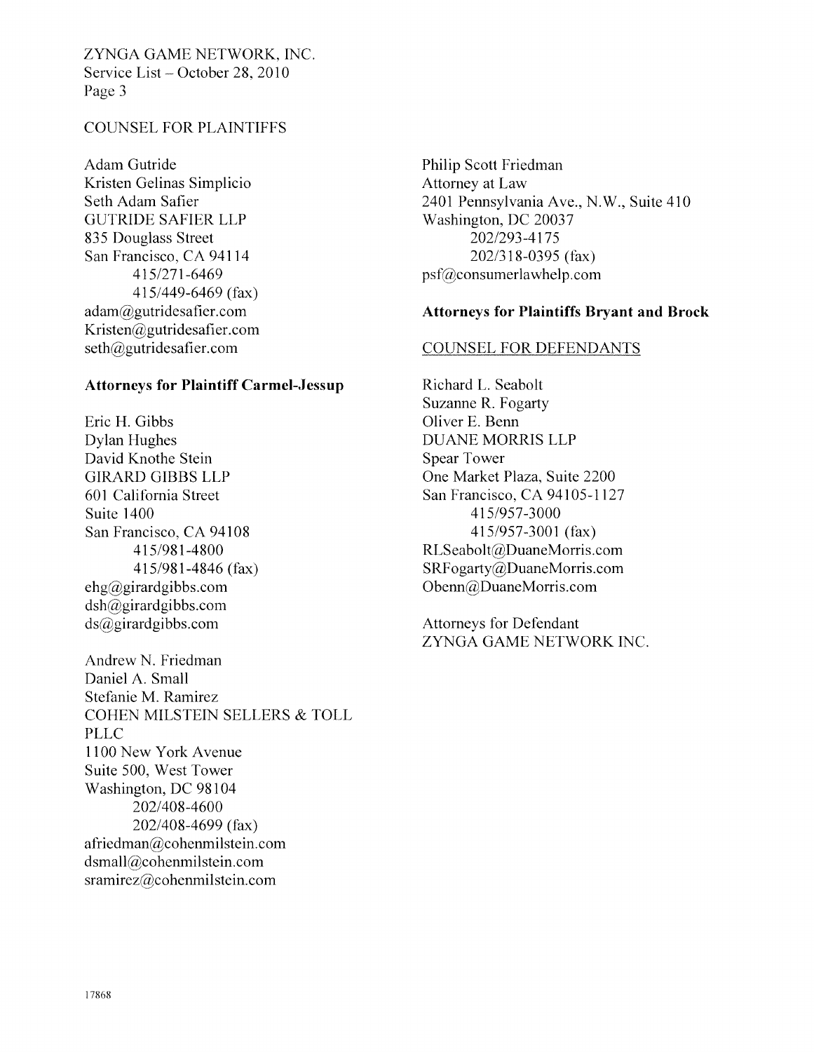ZYNGA GAME NETWORK, INC.
Service List – October 28, 2010
Page 3

COUNSEL FOR PLAINTIFFS

Adam Gutride
Kristen Gelinas Simplicio
Seth Adam Safier
GUTRIDE SAFIER LLP
835 Douglass Street
San Francisco, CA 94114
415/271-6469
415/449-6469 (fax)
adam@gutridesafier.com
Kristen@gutridesafier.com
seth@gutridesafier.com

**Attorneys for Plaintiff Carmel-Jessup**

Eric H. Gibbs
Dylan Hughes
David Knothe Stein
GIRARD GIBBS LLP
601 California Street
Suite 1400
San Francisco, CA 94108
415/981-4800
415/981-4846 (fax)
ehg@girardgibbs.com
dsh@girardgibbs.com
ds@girardgibbs.com

Andrew N. Friedman
Daniel A. Small
Stefanie M. Ramirez
COHEN MILSTEIN SELLERS & TOLL PLLC
1100 New York Avenue
Suite 500, West Tower
Washington, DC 98104
202/408-4600
202/408-4699 (fax)
afriedman@cohenmilstein.com
dsmall@cohenmilstein.com
sramirez@cohenmilstein.com

Philip Scott Friedman
Attorney at Law
2401 Pennsylvania Ave., N.W., Suite 410
Washington, DC 20037
202/293-4175
202/318-0395 (fax)
psf@consumerlawhelp.com

**Attorneys for Plaintiffs Bryant and Brock**

COUNSEL FOR DEFENDANTS

Richard L. Seabolt
Suzanne R. Fogarty
Oliver E. Benn
DUANE MORRIS LLP
Spear Tower
One Market Plaza, Suite 2200
San Francisco, CA 94105-1127
415/957-3000
415/957-3001 (fax)
RLSeabolt@DuaneMorris.com
SRFogarty@DuaneMorris.com
Obenn@DuaneMorris.com

Attorneys for Defendant
ZYNGA GAME NETWORK INC.

17868